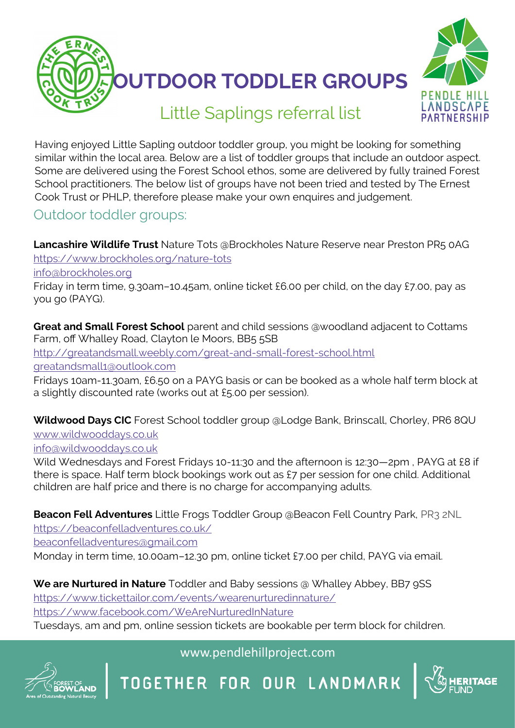# OUTDOOR TODDLER GROUPS

## Little Saplings referral list

Having enjoyed Little Sapling outdoor toddler group, you might be looking for something similar within the local area. Below are a list of toddler groups that include an outdoor aspect. Some are delivered using the Forest School ethos, some are delivered by fully trained Forest School practitioners. The below list of groups have not been tried and tested by The Ernest Cook Trust or PHLP, therefore please make your own enquires and judgement.

## Outdoor toddler groups:

**Lancashire Wildlife Trust** Nature Tots @Brockholes Nature Reserve near Preston PR5 0AG
https://www.brockholes.org/nature-tots
info@brockholes.org
Friday in term time, 9.30am–10.45am, online ticket £6.00 per child, on the day £7.00, pay as you go (PAYG).

**Great and Small Forest School** parent and child sessions @woodland adjacent to Cottams Farm, off Whalley Road, Clayton le Moors, BB5 5SB
http://greatandsmall.weebly.com/great-and-small-forest-school.html
greatandsmall1@outlook.com
Fridays 10am-11.30am, £6.50 on a PAYG basis or can be booked as a whole half term block at a slightly discounted rate (works out at £5.00 per session).

**Wildwood Days CIC** Forest School toddler group @Lodge Bank, Brinscall, Chorley, PR6 8QU
www.wildwooddays.co.uk
info@wildwooddays.co.uk
Wild Wednesdays and Forest Fridays 10-11:30 and the afternoon is 12:30—2pm , PAYG at £8 if there is space. Half term block bookings work out as £7 per session for one child. Additional children are half price and there is no charge for accompanying adults.

**Beacon Fell Adventures** Little Frogs Toddler Group @Beacon Fell Country Park, PR3 2NL
https://beaconfelladventures.co.uk/
beaconfelladventures@gmail.com
Monday in term time, 10.00am–12.30 pm, online ticket £7.00 per child, PAYG via email.

**We are Nurtured in Nature** Toddler and Baby sessions @ Whalley Abbey, BB7 9SS
https://www.tickettailor.com/events/wearenurturedinnature/
https://www.facebook.com/WeAreNurturedInNature
Tuesdays, am and pm, online session tickets are bookable per term block for children.

www.pendlehillproject.com

TOGETHER FOR OUR LANDMARK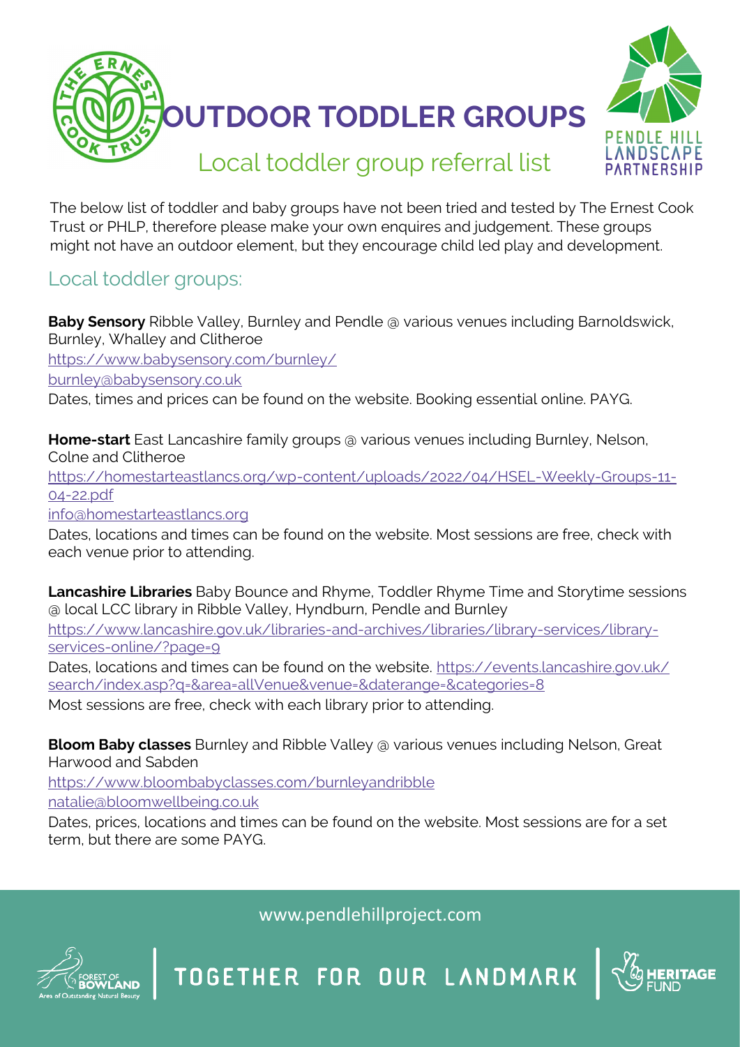# OUTDOOR TODDLER GROUPS

## Local toddler group referral list

The below list of toddler and baby groups have not been tried and tested by The Ernest Cook Trust or PHLP, therefore please make your own enquires and judgement. These groups might not have an outdoor element, but they encourage child led play and development.

## Local toddler groups:

**Baby Sensory** Ribble Valley, Burnley and Pendle @ various venues including Barnoldswick, Burnley, Whalley and Clitheroe
https://www.babysensory.com/burnley/
burnley@babysensory.co.uk
Dates, times and prices can be found on the website. Booking essential online. PAYG.

**Home-start** East Lancashire family groups @ various venues including Burnley, Nelson, Colne and Clitheroe
https://homestarteastlancs.org/wp-content/uploads/2022/04/HSEL-Weekly-Groups-11-04-22.pdf
info@homestarteastlancs.org
Dates, locations and times can be found on the website. Most sessions are free, check with each venue prior to attending.

**Lancashire Libraries** Baby Bounce and Rhyme, Toddler Rhyme Time and Storytime sessions @ local LCC library in Ribble Valley, Hyndburn, Pendle and Burnley
https://www.lancashire.gov.uk/libraries-and-archives/libraries/library-services/library-services-online/?page=9
Dates, locations and times can be found on the website. https://events.lancashire.gov.uk/search/index.asp?q=&area=allVenue&venue=&daterange=&categories=8
Most sessions are free, check with each library prior to attending.

**Bloom Baby classes** Burnley and Ribble Valley @ various venues including Nelson, Great Harwood and Sabden
https://www.bloombabyclasses.com/burnleyandribble
natalie@bloomwellbeing.co.uk
Dates, prices, locations and times can be found on the website. Most sessions are for a set term, but there are some PAYG.

www.pendlehillproject.com

TOGETHER FOR OUR LANDMARK